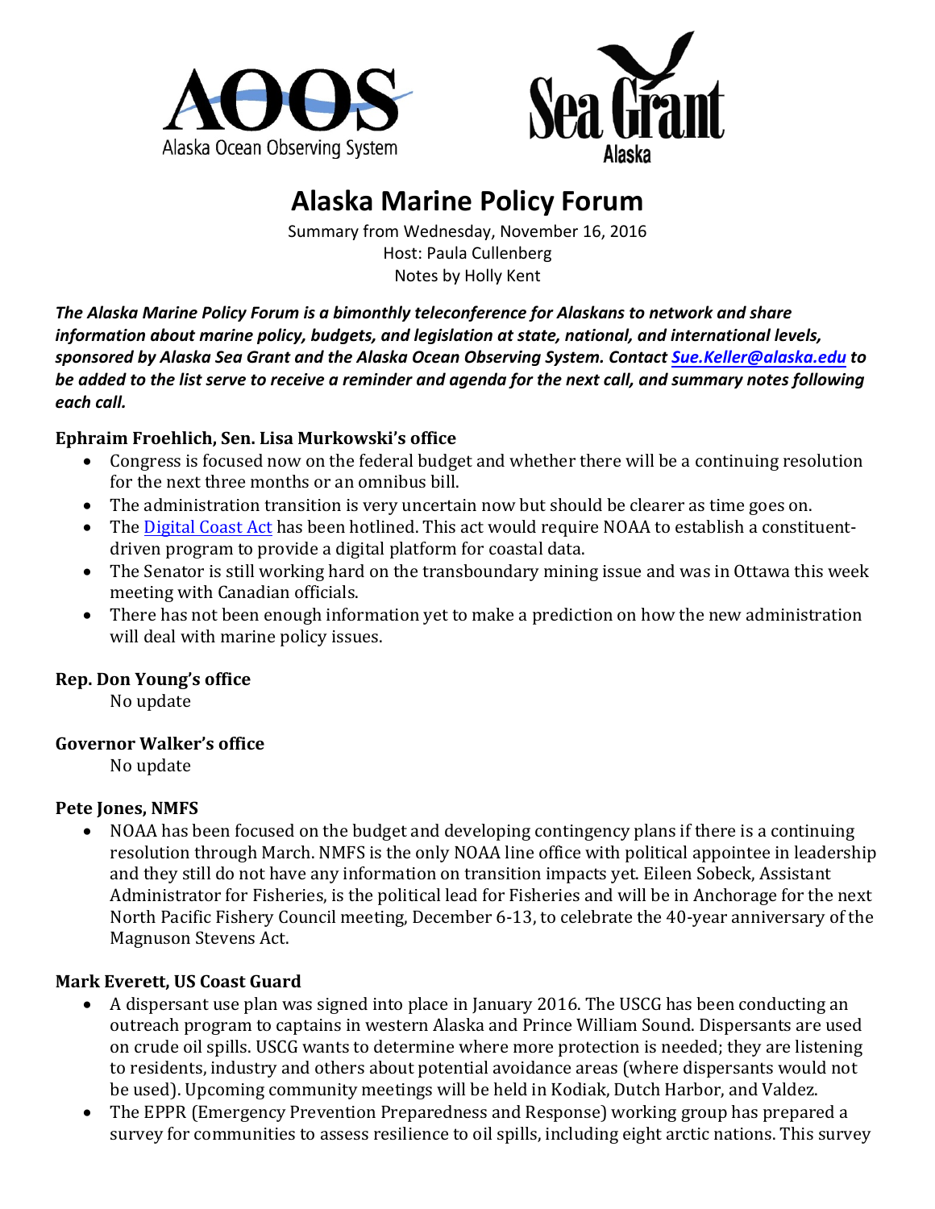# Alaska Marine Policy Forum

Summary from Wednesday, November 16, 2016
Host: Paula Cullenberg
Notes by Holly Kent

***The Alaska Marine Policy Forum is a bimonthly teleconference for Alaskans to network and share information about marine policy, budgets, and legislation at state, national, and international levels, sponsored by Alaska Sea Grant and the Alaska Ocean Observing System. Contact Sue.Keller@alaska.edu to be added to the list serve to receive a reminder and agenda for the next call, and summary notes following each call.***

**Ephraim Froehlich, Sen. Lisa Murkowski's office**

- Congress is focused now on the federal budget and whether there will be a continuing resolution for the next three months or an omnibus bill.
- The administration transition is very uncertain now but should be clearer as time goes on.
- The Digital Coast Act has been hotlined. This act would require NOAA to establish a constituent-driven program to provide a digital platform for coastal data.
- The Senator is still working hard on the transboundary mining issue and was in Ottawa this week meeting with Canadian officials.
- There has not been enough information yet to make a prediction on how the new administration will deal with marine policy issues.

**Rep. Don Young's office**

No update

**Governor Walker's office**

No update

**Pete Jones, NMFS**

- NOAA has been focused on the budget and developing contingency plans if there is a continuing resolution through March. NMFS is the only NOAA line office with political appointee in leadership and they still do not have any information on transition impacts yet. Eileen Sobeck, Assistant Administrator for Fisheries, is the political lead for Fisheries and will be in Anchorage for the next North Pacific Fishery Council meeting, December 6-13, to celebrate the 40-year anniversary of the Magnuson Stevens Act.

**Mark Everett, US Coast Guard**

- A dispersant use plan was signed into place in January 2016. The USCG has been conducting an outreach program to captains in western Alaska and Prince William Sound. Dispersants are used on crude oil spills. USCG wants to determine where more protection is needed; they are listening to residents, industry and others about potential avoidance areas (where dispersants would not be used). Upcoming community meetings will be held in Kodiak, Dutch Harbor, and Valdez.
- The EPPR (Emergency Prevention Preparedness and Response) working group has prepared a survey for communities to assess resilience to oil spills, including eight arctic nations. This survey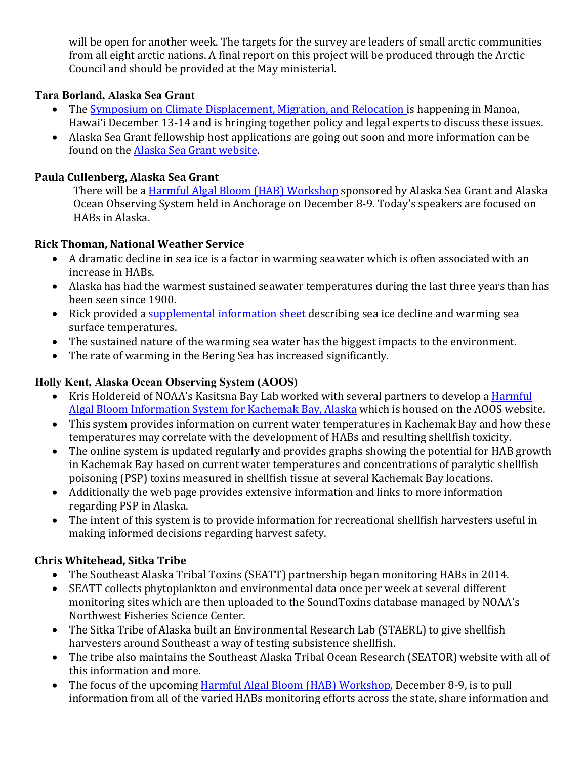will be open for another week. The targets for the survey are leaders of small arctic communities from all eight arctic nations. A final report on this project will be produced through the Arctic Council and should be provided at the May ministerial.

### Tara Borland, Alaska Sea Grant

- The Symposium on Climate Displacement, Migration, and Relocation is happening in Manoa, Hawaiʻi December 13-14 and is bringing together policy and legal experts to discuss these issues.
- Alaska Sea Grant fellowship host applications are going out soon and more information can be found on the Alaska Sea Grant website.

### Paula Cullenberg, Alaska Sea Grant

There will be a Harmful Algal Bloom (HAB) Workshop sponsored by Alaska Sea Grant and Alaska Ocean Observing System held in Anchorage on December 8-9. Today's speakers are focused on HABs in Alaska.

### Rick Thoman, National Weather Service

- A dramatic decline in sea ice is a factor in warming seawater which is often associated with an increase in HABs.
- Alaska has had the warmest sustained seawater temperatures during the last three years than has been seen since 1900.
- Rick provided a supplemental information sheet describing sea ice decline and warming sea surface temperatures.
- The sustained nature of the warming sea water has the biggest impacts to the environment.
- The rate of warming in the Bering Sea has increased significantly.

### Holly Kent, Alaska Ocean Observing System (AOOS)

- Kris Holdereid of NOAA's Kasitsna Bay Lab worked with several partners to develop a Harmful Algal Bloom Information System for Kachemak Bay, Alaska which is housed on the AOOS website.
- This system provides information on current water temperatures in Kachemak Bay and how these temperatures may correlate with the development of HABs and resulting shellfish toxicity.
- The online system is updated regularly and provides graphs showing the potential for HAB growth in Kachemak Bay based on current water temperatures and concentrations of paralytic shellfish poisoning (PSP) toxins measured in shellfish tissue at several Kachemak Bay locations.
- Additionally the web page provides extensive information and links to more information regarding PSP in Alaska.
- The intent of this system is to provide information for recreational shellfish harvesters useful in making informed decisions regarding harvest safety.

### Chris Whitehead, Sitka Tribe

- The Southeast Alaska Tribal Toxins (SEATT) partnership began monitoring HABs in 2014.
- SEATT collects phytoplankton and environmental data once per week at several different monitoring sites which are then uploaded to the SoundToxins database managed by NOAA's Northwest Fisheries Science Center.
- The Sitka Tribe of Alaska built an Environmental Research Lab (STAERL) to give shellfish harvesters around Southeast a way of testing subsistence shellfish.
- The tribe also maintains the Southeast Alaska Tribal Ocean Research (SEATOR) website with all of this information and more.
- The focus of the upcoming Harmful Algal Bloom (HAB) Workshop, December 8-9, is to pull information from all of the varied HABs monitoring efforts across the state, share information and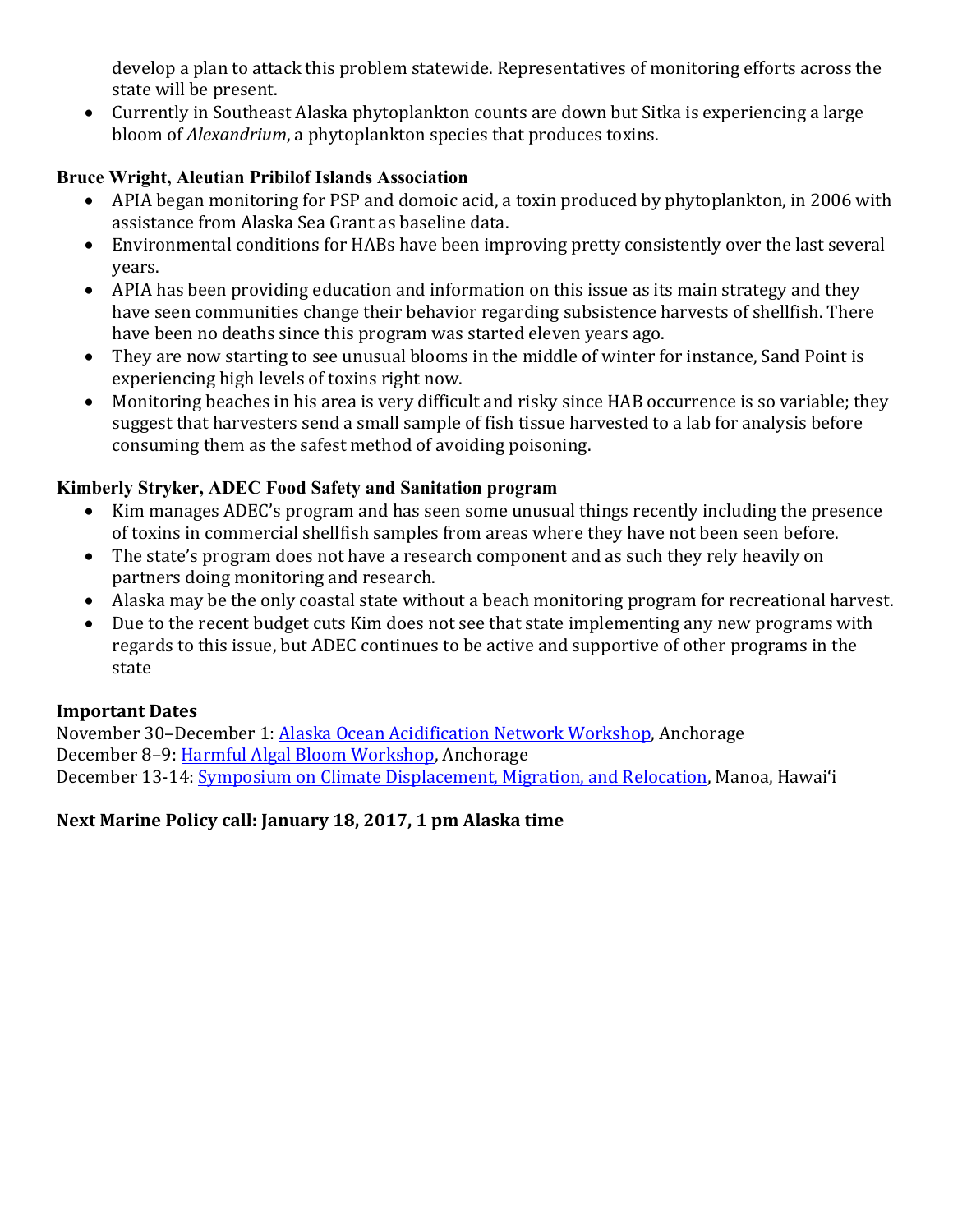- develop a plan to attack this problem statewide. Representatives of monitoring efforts across the state will be present.
- Currently in Southeast Alaska phytoplankton counts are down but Sitka is experiencing a large bloom of *Alexandrium*, a phytoplankton species that produces toxins.

**Bruce Wright, Aleutian Pribilof Islands Association**

- APIA began monitoring for PSP and domoic acid, a toxin produced by phytoplankton, in 2006 with assistance from Alaska Sea Grant as baseline data.
- Environmental conditions for HABs have been improving pretty consistently over the last several years.
- APIA has been providing education and information on this issue as its main strategy and they have seen communities change their behavior regarding subsistence harvests of shellfish. There have been no deaths since this program was started eleven years ago.
- They are now starting to see unusual blooms in the middle of winter for instance, Sand Point is experiencing high levels of toxins right now.
- Monitoring beaches in his area is very difficult and risky since HAB occurrence is so variable; they suggest that harvesters send a small sample of fish tissue harvested to a lab for analysis before consuming them as the safest method of avoiding poisoning.

**Kimberly Stryker, ADEC Food Safety and Sanitation program**

- Kim manages ADEC's program and has seen some unusual things recently including the presence of toxins in commercial shellfish samples from areas where they have not been seen before.
- The state's program does not have a research component and as such they rely heavily on partners doing monitoring and research.
- Alaska may be the only coastal state without a beach monitoring program for recreational harvest.
- Due to the recent budget cuts Kim does not see that state implementing any new programs with regards to this issue, but ADEC continues to be active and supportive of other programs in the state

**Important Dates**

November 30–December 1: Alaska Ocean Acidification Network Workshop, Anchorage
December 8–9: Harmful Algal Bloom Workshop, Anchorage
December 13-14: Symposium on Climate Displacement, Migration, and Relocation, Manoa, Hawai'i

**Next Marine Policy call: January 18, 2017, 1 pm Alaska time**